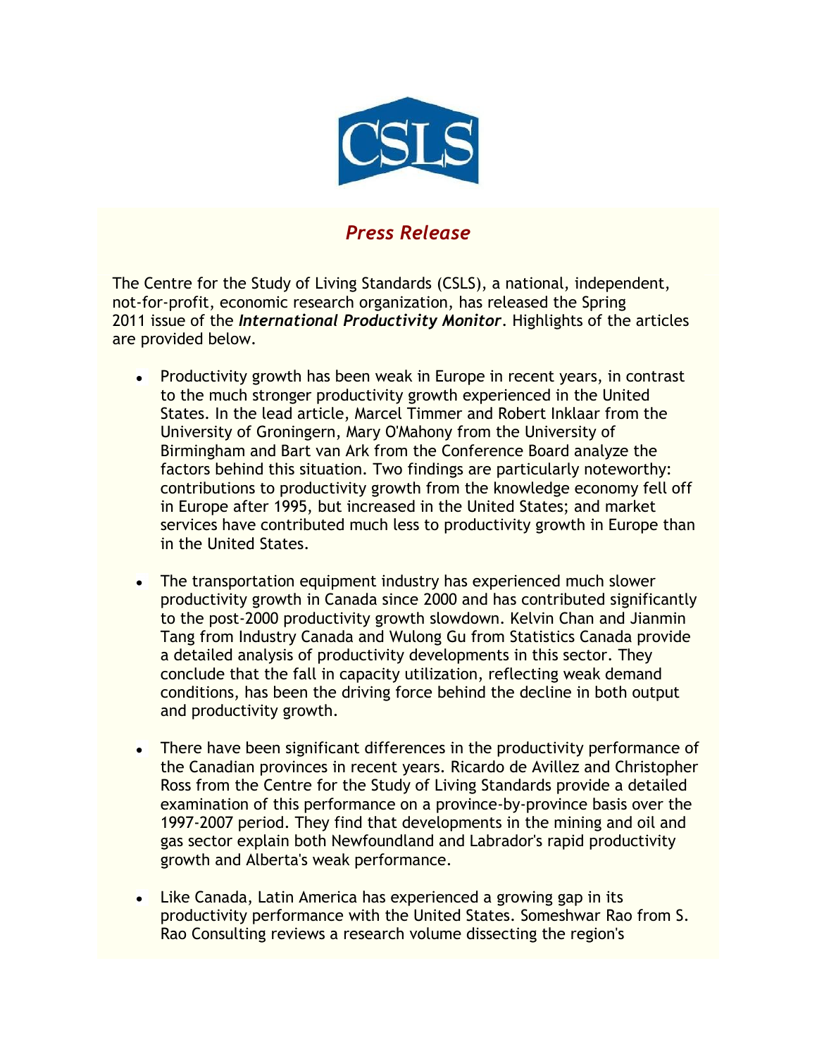CSLS

## *Press Release*

The Centre for the Study of Living Standards (CSLS), a national, independent, not-for-profit, economic research organization, has released the Spring 2011 issue of the ***International Productivity Monitor***. Highlights of the articles are provided below.

- Productivity growth has been weak in Europe in recent years, in contrast to the much stronger productivity growth experienced in the United States. In the lead article, Marcel Timmer and Robert Inklaar from the University of Groningern, Mary O'Mahony from the University of Birmingham and Bart van Ark from the Conference Board analyze the factors behind this situation. Two findings are particularly noteworthy: contributions to productivity growth from the knowledge economy fell off in Europe after 1995, but increased in the United States; and market services have contributed much less to productivity growth in Europe than in the United States.

- The transportation equipment industry has experienced much slower productivity growth in Canada since 2000 and has contributed significantly to the post-2000 productivity growth slowdown. Kelvin Chan and Jianmin Tang from Industry Canada and Wulong Gu from Statistics Canada provide a detailed analysis of productivity developments in this sector. They conclude that the fall in capacity utilization, reflecting weak demand conditions, has been the driving force behind the decline in both output and productivity growth.

- There have been significant differences in the productivity performance of the Canadian provinces in recent years. Ricardo de Avillez and Christopher Ross from the Centre for the Study of Living Standards provide a detailed examination of this performance on a province-by-province basis over the 1997-2007 period. They find that developments in the mining and oil and gas sector explain both Newfoundland and Labrador's rapid productivity growth and Alberta's weak performance.

- Like Canada, Latin America has experienced a growing gap in its productivity performance with the United States. Someshwar Rao from S. Rao Consulting reviews a research volume dissecting the region's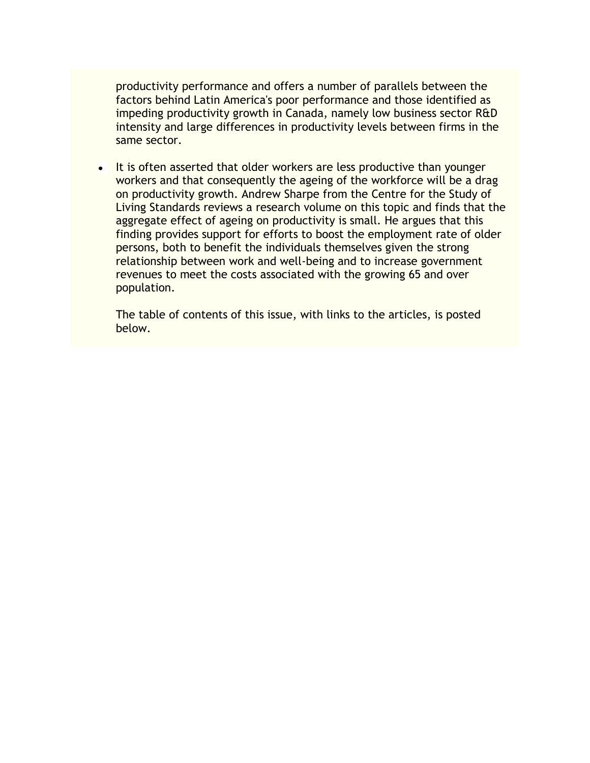productivity performance and offers a number of parallels between the factors behind Latin America's poor performance and those identified as impeding productivity growth in Canada, namely low business sector R&D intensity and large differences in productivity levels between firms in the same sector.

- It is often asserted that older workers are less productive than younger workers and that consequently the ageing of the workforce will be a drag on productivity growth. Andrew Sharpe from the Centre for the Study of Living Standards reviews a research volume on this topic and finds that the aggregate effect of ageing on productivity is small. He argues that this finding provides support for efforts to boost the employment rate of older persons, both to benefit the individuals themselves given the strong relationship between work and well-being and to increase government revenues to meet the costs associated with the growing 65 and over population.

  The table of contents of this issue, with links to the articles, is posted below.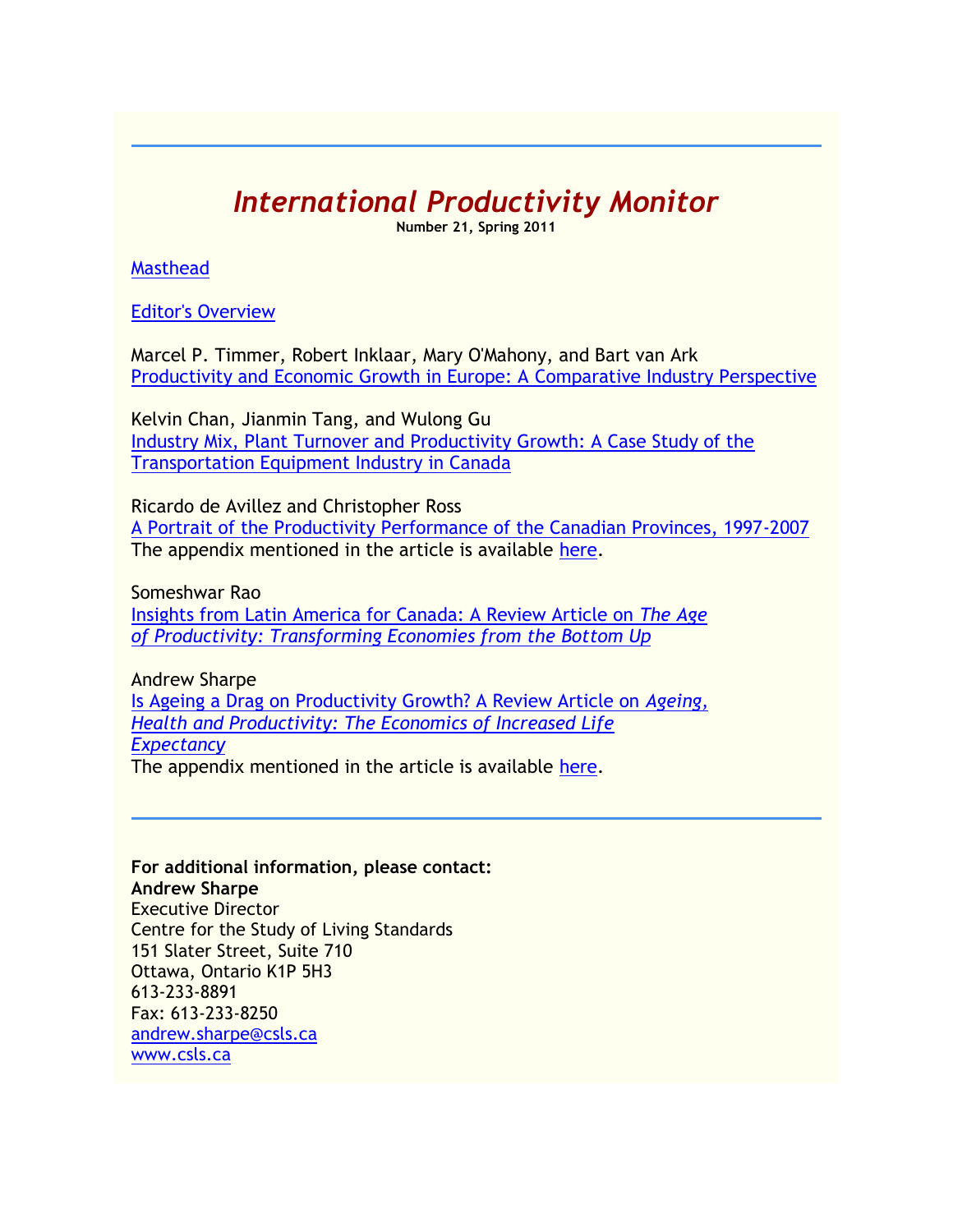# *International Productivity Monitor*

**Number 21, Spring 2011**

Masthead

Editor's Overview

Marcel P. Timmer, Robert Inklaar, Mary O'Mahony, and Bart van Ark
Productivity and Economic Growth in Europe: A Comparative Industry Perspective

Kelvin Chan, Jianmin Tang, and Wulong Gu
Industry Mix, Plant Turnover and Productivity Growth: A Case Study of the Transportation Equipment Industry in Canada

Ricardo de Avillez and Christopher Ross
A Portrait of the Productivity Performance of the Canadian Provinces, 1997-2007
The appendix mentioned in the article is available here.

Someshwar Rao
Insights from Latin America for Canada: A Review Article on *The Age of Productivity: Transforming Economies from the Bottom Up*

Andrew Sharpe
Is Ageing a Drag on Productivity Growth? A Review Article on *Ageing, Health and Productivity: The Economics of Increased Life Expectancy*
The appendix mentioned in the article is available here.

---

**For additional information, please contact:**
**Andrew Sharpe**
Executive Director
Centre for the Study of Living Standards
151 Slater Street, Suite 710
Ottawa, Ontario K1P 5H3
613-233-8891
Fax: 613-233-8250
andrew.sharpe@csls.ca
www.csls.ca